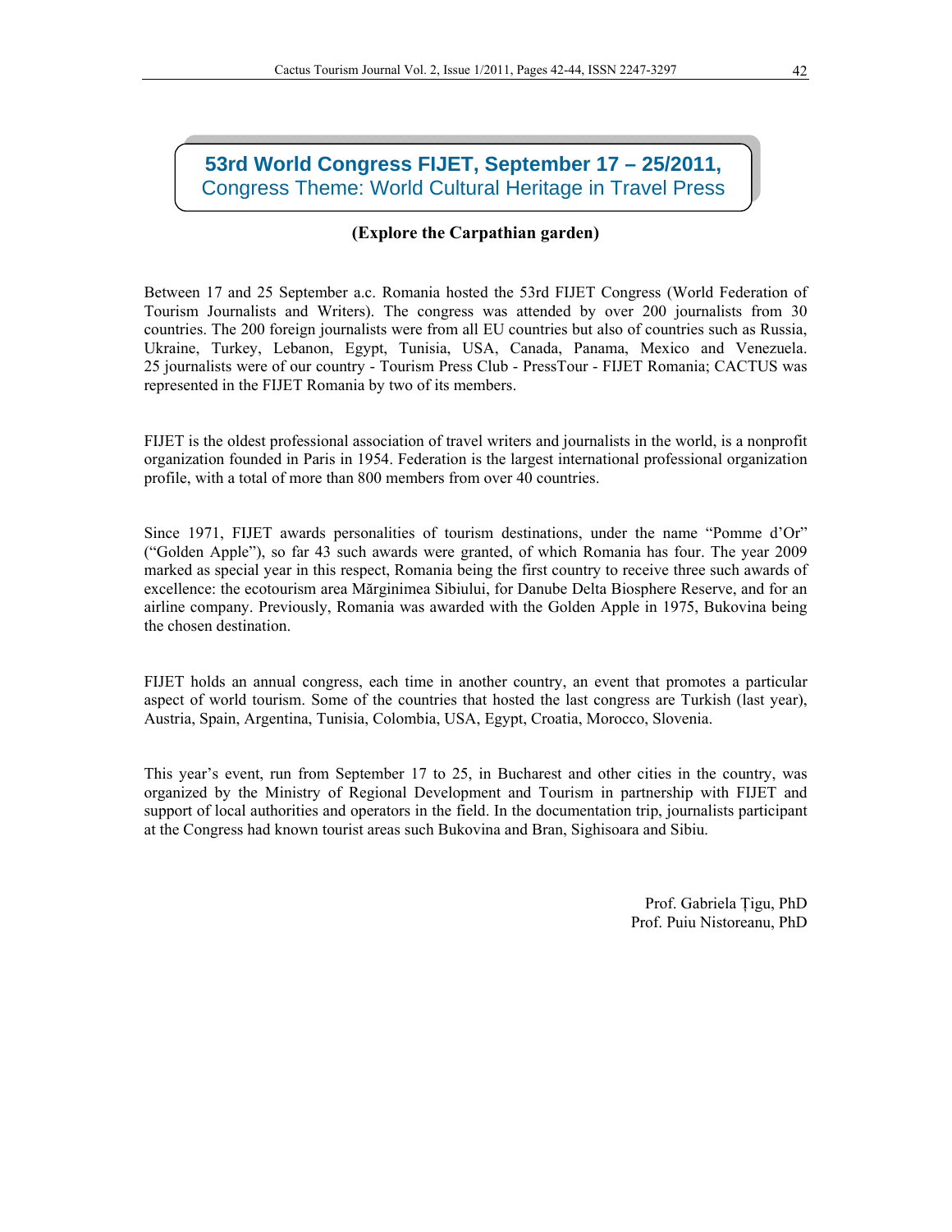# 53rd World Congress FIJET, September 17 – 25/2011,
## Congress Theme: World Cultural Heritage in Travel Press

**(Explore the Carpathian garden)**

Between 17 and 25 September a.c. Romania hosted the 53rd FIJET Congress (World Federation of Tourism Journalists and Writers). The congress was attended by over 200 journalists from 30 countries. The 200 foreign journalists were from all EU countries but also of countries such as Russia, Ukraine, Turkey, Lebanon, Egypt, Tunisia, USA, Canada, Panama, Mexico and Venezuela. 25 journalists were of our country - Tourism Press Club - PressTour - FIJET Romania; CACTUS was represented in the FIJET Romania by two of its members.

FIJET is the oldest professional association of travel writers and journalists in the world, is a nonprofit organization founded in Paris in 1954. Federation is the largest international professional organization profile, with a total of more than 800 members from over 40 countries.

Since 1971, FIJET awards personalities of tourism destinations, under the name "Pomme d'Or" ("Golden Apple"), so far 43 such awards were granted, of which Romania has four. The year 2009 marked as special year in this respect, Romania being the first country to receive three such awards of excellence: the ecotourism area Mărginimea Sibiului, for Danube Delta Biosphere Reserve, and for an airline company. Previously, Romania was awarded with the Golden Apple in 1975, Bukovina being the chosen destination.

FIJET holds an annual congress, each time in another country, an event that promotes a particular aspect of world tourism. Some of the countries that hosted the last congress are Turkish (last year), Austria, Spain, Argentina, Tunisia, Colombia, USA, Egypt, Croatia, Morocco, Slovenia.

This year's event, run from September 17 to 25, in Bucharest and other cities in the country, was organized by the Ministry of Regional Development and Tourism in partnership with FIJET and support of local authorities and operators in the field. In the documentation trip, journalists participant at the Congress had known tourist areas such Bukovina and Bran, Sighisoara and Sibiu.

Prof. Gabriela Țigu, PhD
Prof. Puiu Nistoreanu, PhD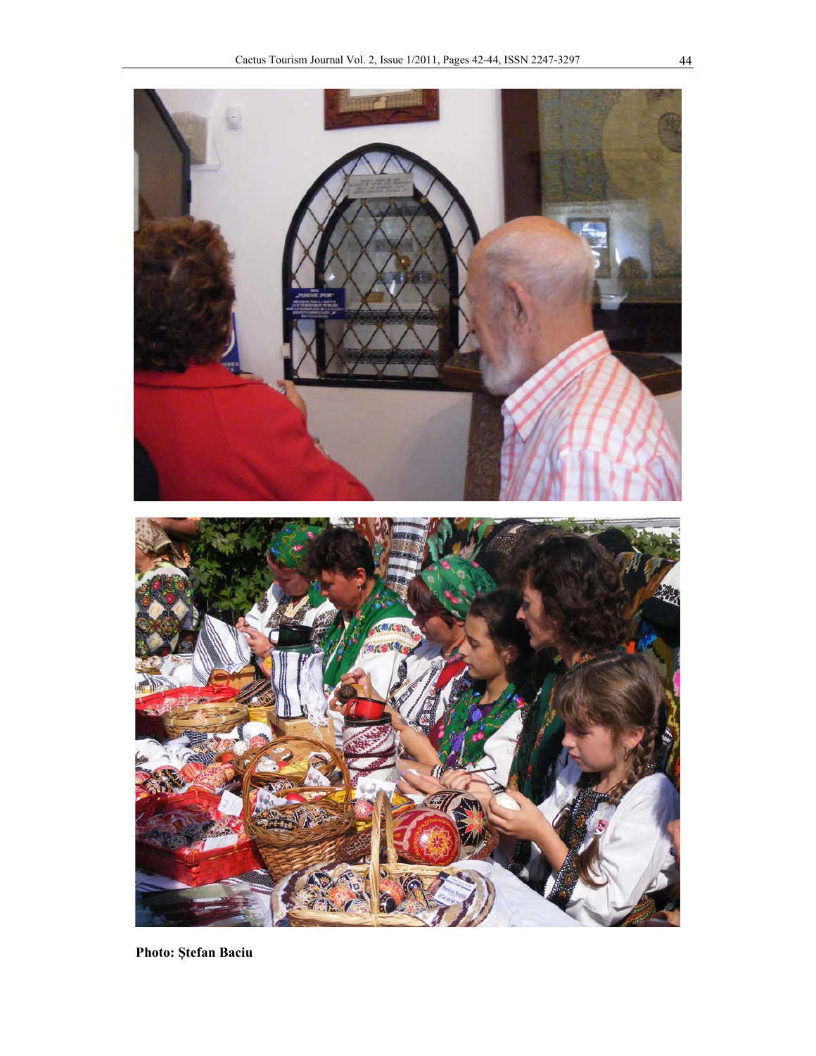**Photo: Ştefan Baciu**